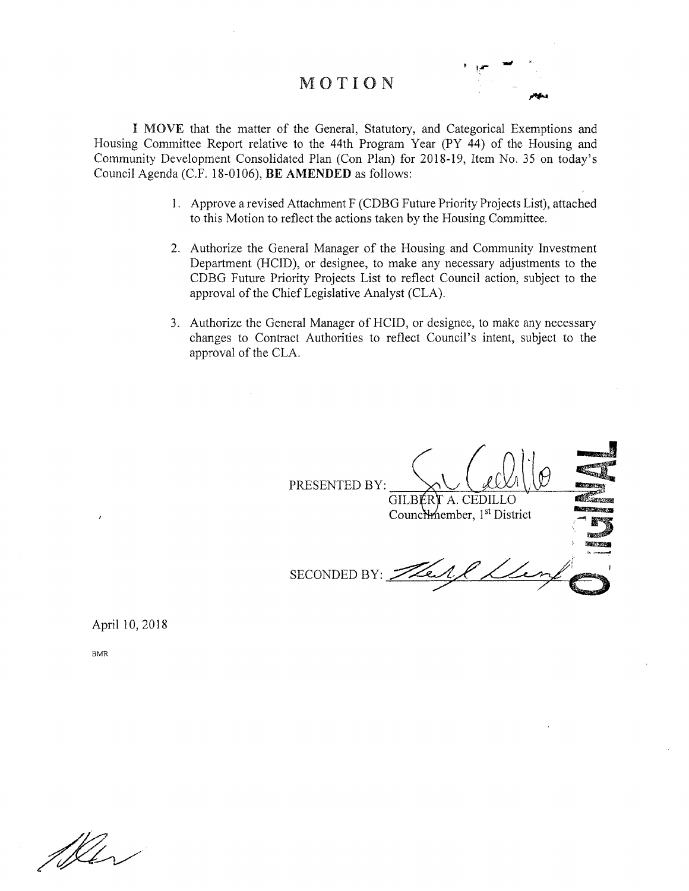# MOTION

**I MOVE** that the matter of the General, Statutory, and Categorical Exemptions and Housing Committee Report relative to the 44th Program Year (PY 44) of the Housing and Community Development Consolidated Plan (Con Plan) for 2018-19, Item No. 35 on today's Council Agenda (C.F. 18-0106), **BE AMENDED** as follows:

1. Approve a revised Attachment F (CDBG Future Priority Projects List), attached to this Motion to reflect the actions taken by the Housing Committee.

2. Authorize the General Manager of the Housing and Community Investment Department (HCID), or designee, to make any necessary adjustments to the CDBG Future Priority Projects List to reflect Council action, subject to the approval of the Chief Legislative Analyst (CLA).

3. Authorize the General Manager of HCID, or designee, to make any necessary changes to Contract Authorities to reflect Council's intent, subject to the approval of the CLA.

PRESENTED BY: ______________________
GILBERT A. CEDILLO
Councilmember, 1st District

SECONDED BY: ______________________

April 10, 2018

BMR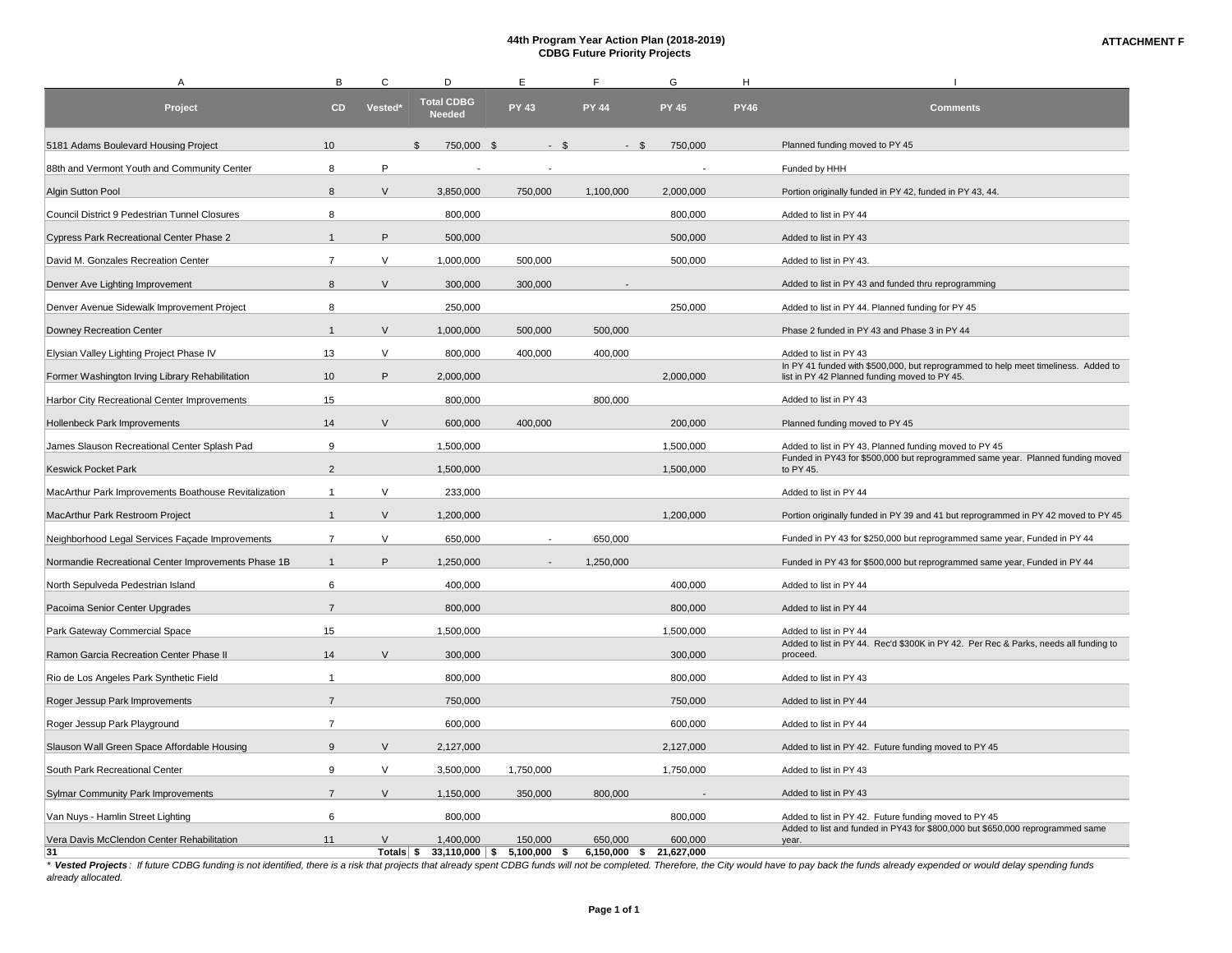ATTACHMENT F

# 44th Program Year Action Plan (2018-2019)
## CDBG Future Priority Projects

| A | B | C | D | E | F | G | H | I |
|---|---|---|---|---|---|---|---|---|
| **Project** | **CD** | **Vested*** | **Total CDBG Needed** | **PY 43** | **PY 44** | **PY 45** | **PY46** | **Comments** |
| 5181 Adams Boulevard Housing Project | 10 | | $ 750,000 | $ - | $ - | $ 750,000 | | Planned funding moved to PY 45 |
| 88th and Vermont Youth and Community Center | 8 | P | - | - | | - | | Funded by HHH |
| Algin Sutton Pool | 8 | V | 3,850,000 | 750,000 | 1,100,000 | 2,000,000 | | Portion originally funded in PY 42, funded in PY 43, 44. |
| Council District 9 Pedestrian Tunnel Closures | 8 | | 800,000 | | | 800,000 | | Added to list in PY 44 |
| Cypress Park Recreational Center Phase 2 | 1 | P | 500,000 | | | 500,000 | | Added to list in PY 43 |
| David M. Gonzales Recreation Center | 7 | V | 1,000,000 | 500,000 | | 500,000 | | Added to list in PY 43. |
| Denver Ave Lighting Improvement | 8 | V | 300,000 | 300,000 | - | | | Added to list in PY 43 and funded thru reprogramming |
| Denver Avenue Sidewalk Improvement Project | 8 | | 250,000 | | | 250,000 | | Added to list in PY 44. Planned funding for PY 45 |
| Downey Recreation Center | 1 | V | 1,000,000 | 500,000 | 500,000 | | | Phase 2 funded in PY 43 and Phase 3 in PY 44 |
| Elysian Valley Lighting Project Phase IV | 13 | V | 800,000 | 400,000 | 400,000 | | | Added to list in PY 43 |
| Former Washington Irving Library Rehabilitation | 10 | P | 2,000,000 | | | 2,000,000 | | In PY 41 funded with $500,000, but reprogrammed to help meet timeliness. Added to list in PY 42 Planned funding moved to PY 45. |
| Harbor City Recreational Center Improvements | 15 | | 800,000 | | 800,000 | | | Added to list in PY 43 |
| Hollenbeck Park Improvements | 14 | V | 600,000 | 400,000 | | 200,000 | | Planned funding moved to PY 45 |
| James Slauson Recreational Center Splash Pad | 9 | | 1,500,000 | | | 1,500,000 | | Added to list in PY 43, Planned funding moved to PY 45 |
| Keswick Pocket Park | 2 | | 1,500,000 | | | 1,500,000 | | Funded in PY43 for $500,000 but reprogrammed same year. Planned funding moved to PY 45. |
| MacArthur Park Improvements Boathouse Revitalization | 1 | V | 233,000 | | | | | Added to list in PY 44 |
| MacArthur Park Restroom Project | 1 | V | 1,200,000 | | | 1,200,000 | | Portion originally funded in PY 39 and 41 but reprogrammed in PY 42 moved to PY 45 |
| Neighborhood Legal Services Façade Improvements | 7 | V | 650,000 | - | 650,000 | | | Funded in PY 43 for $250,000 but reprogrammed same year, Funded in PY 44 |
| Normandie Recreational Center Improvements Phase 1B | 1 | P | 1,250,000 | - | 1,250,000 | | | Funded in PY 43 for $500,000 but reprogrammed same year, Funded in PY 44 |
| North Sepulveda Pedestrian Island | 6 | | 400,000 | | | 400,000 | | Added to list in PY 44 |
| Pacoima Senior Center Upgrades | 7 | | 800,000 | | | 800,000 | | Added to list in PY 44 |
| Park Gateway Commercial Space | 15 | | 1,500,000 | | | 1,500,000 | | Added to list in PY 44 |
| Ramon Garcia Recreation Center Phase II | 14 | V | 300,000 | | | 300,000 | | Added to list in PY 44. Rec'd $300K in PY 42. Per Rec & Parks, needs all funding to proceed. |
| Rio de Los Angeles Park Synthetic Field | 1 | | 800,000 | | | 800,000 | | Added to list in PY 43 |
| Roger Jessup Park Improvements | 7 | | 750,000 | | | 750,000 | | Added to list in PY 44 |
| Roger Jessup Park Playground | 7 | | 600,000 | | | 600,000 | | Added to list in PY 44 |
| Slauson Wall Green Space Affordable Housing | 9 | V | 2,127,000 | | | 2,127,000 | | Added to list in PY 42. Future funding moved to PY 45 |
| South Park Recreational Center | 9 | V | 3,500,000 | 1,750,000 | | 1,750,000 | | Added to list in PY 43 |
| Sylmar Community Park Improvements | 7 | V | 1,150,000 | 350,000 | 800,000 | - | | Added to list in PY 43 |
| Van Nuys - Hamlin Street Lighting | 6 | | 800,000 | | | 800,000 | | Added to list in PY 42. Future funding moved to PY 45 |
| Vera Davis McClendon Center Rehabilitation | 11 | V | 1,400,000 | 150,000 | 650,000 | 600,000 | | Added to list and funded in PY43 for $800,000 but $650,000 reprogrammed same year. |
| 31 | | Totals | $ 33,110,000 | $ 5,100,000 | $ 6,150,000 | $ 21,627,000 | | |

*\* **Vested Projects**: If future CDBG funding is not identified, there is a risk that projects that already spent CDBG funds will not be completed. Therefore, the City would have to pay back the funds already expended or would delay spending funds already allocated.*